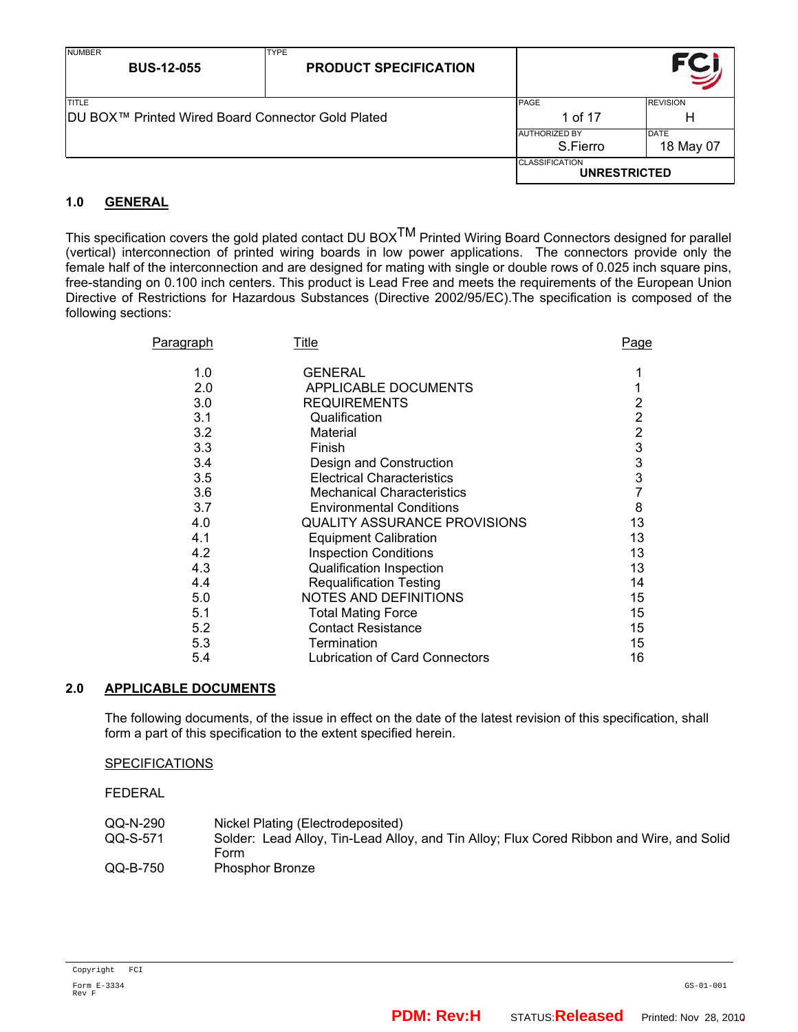| NUMBER | TYPE | | |
|---|---|---|---|
| **BUS-12-055** | **PRODUCT SPECIFICATION** | | |
| TITLE | | PAGE | REVISION |
| DU BOX™ Printed Wired Board Connector Gold Plated | | 1 of 17 | H |
| | | AUTHORIZED BY | DATE |
| | | S.Fierro | 18 May 07 |
| | | CLASSIFICATION | |
| | | **UNRESTRICTED** | |

## 1.0 GENERAL

This specification covers the gold plated contact DU BOX™ Printed Wiring Board Connectors designed for parallel (vertical) interconnection of printed wiring boards in low power applications. The connectors provide only the female half of the interconnection and are designed for mating with single or double rows of 0.025 inch square pins, free-standing on 0.100 inch centers. This product is Lead Free and meets the requirements of the European Union Directive of Restrictions for Hazardous Substances (Directive 2002/95/EC).The specification is composed of the following sections:

| Paragraph | Title | Page |
|---|---|---|
| 1.0 | GENERAL | 1 |
| 2.0 | APPLICABLE DOCUMENTS | 1 |
| 3.0 | REQUIREMENTS | 2 |
| 3.1 | Qualification | 2 |
| 3.2 | Material | 2 |
| 3.3 | Finish | 3 |
| 3.4 | Design and Construction | 3 |
| 3.5 | Electrical Characteristics | 3 |
| 3.6 | Mechanical Characteristics | 7 |
| 3.7 | Environmental Conditions | 8 |
| 4.0 | QUALITY ASSURANCE PROVISIONS | 13 |
| 4.1 | Equipment Calibration | 13 |
| 4.2 | Inspection Conditions | 13 |
| 4.3 | Qualification Inspection | 13 |
| 4.4 | Requalification Testing | 14 |
| 5.0 | NOTES AND DEFINITIONS | 15 |
| 5.1 | Total Mating Force | 15 |
| 5.2 | Contact Resistance | 15 |
| 5.3 | Termination | 15 |
| 5.4 | Lubrication of Card Connectors | 16 |

## 2.0 APPLICABLE DOCUMENTS

The following documents, of the issue in effect on the date of the latest revision of this specification, shall form a part of this specification to the extent specified herein.

SPECIFICATIONS

FEDERAL

| | |
|---|---|
| QQ-N-290 | Nickel Plating (Electrodeposited) |
| QQ-S-571 | Solder: Lead Alloy, Tin-Lead Alloy, and Tin Alloy; Flux Cored Ribbon and Wire, and Solid Form |
| QQ-B-750 | Phosphor Bronze |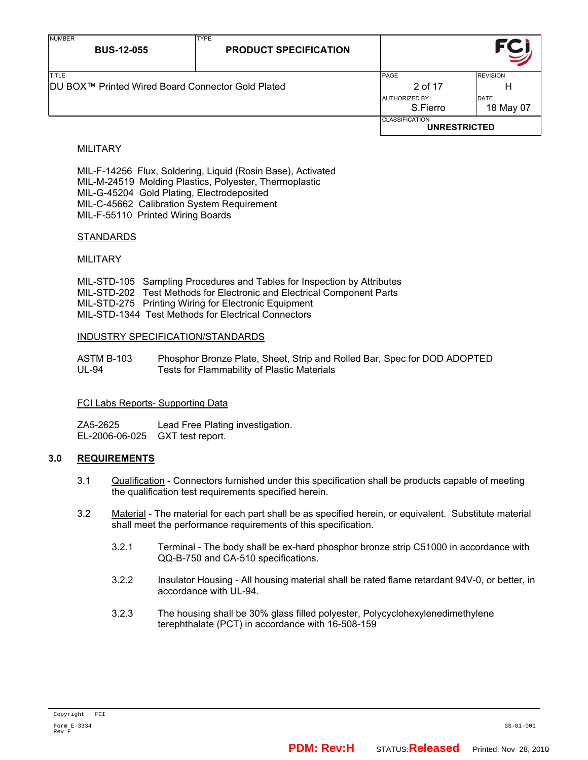MILITARY

MIL-F-14256 Flux, Soldering, Liquid (Rosin Base), Activated
MIL-M-24519 Molding Plastics, Polyester, Thermoplastic
MIL-G-45204 Gold Plating, Electrodeposited
MIL-C-45662 Calibration System Requirement
MIL-F-55110 Printed Wiring Boards

STANDARDS

MILITARY

MIL-STD-105 Sampling Procedures and Tables for Inspection by Attributes
MIL-STD-202 Test Methods for Electronic and Electrical Component Parts
MIL-STD-275 Printing Wiring for Electronic Equipment
MIL-STD-1344 Test Methods for Electrical Connectors

INDUSTRY SPECIFICATION/STANDARDS

ASTM B-103 Phosphor Bronze Plate, Sheet, Strip and Rolled Bar, Spec for DOD ADOPTED
UL-94 Tests for Flammability of Plastic Materials

FCI Labs Reports- Supporting Data

ZA5-2625 Lead Free Plating investigation.
EL-2006-06-025 GXT test report.

## 3.0 REQUIREMENTS

3.1 Qualification - Connectors furnished under this specification shall be products capable of meeting the qualification test requirements specified herein.

3.2 Material - The material for each part shall be as specified herein, or equivalent. Substitute material shall meet the performance requirements of this specification.

3.2.1 Terminal - The body shall be ex-hard phosphor bronze strip C51000 in accordance with QQ-B-750 and CA-510 specifications.

3.2.2 Insulator Housing - All housing material shall be rated flame retardant 94V-0, or better, in accordance with UL-94.

3.2.3 The housing shall be 30% glass filled polyester, Polycyclohexylenedimethylene terephthalate (PCT) in accordance with 16-508-159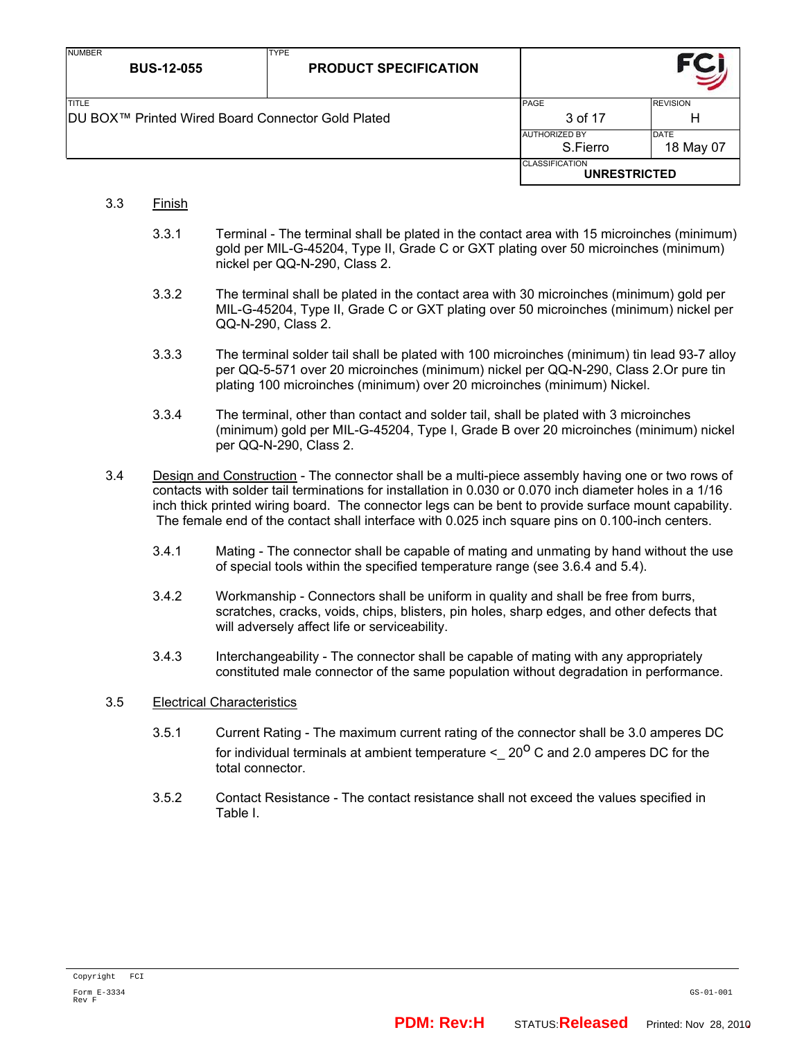### 3.3 Finish

3.3.1 Terminal - The terminal shall be plated in the contact area with 15 microinches (minimum) gold per MIL-G-45204, Type II, Grade C or GXT plating over 50 microinches (minimum) nickel per QQ-N-290, Class 2.

3.3.2 The terminal shall be plated in the contact area with 30 microinches (minimum) gold per MIL-G-45204, Type II, Grade C or GXT plating over 50 microinches (minimum) nickel per QQ-N-290, Class 2.

3.3.3 The terminal solder tail shall be plated with 100 microinches (minimum) tin lead 93-7 alloy per QQ-5-571 over 20 microinches (minimum) nickel per QQ-N-290, Class 2.Or pure tin plating 100 microinches (minimum) over 20 microinches (minimum) Nickel.

3.3.4 The terminal, other than contact and solder tail, shall be plated with 3 microinches (minimum) gold per MIL-G-45204, Type I, Grade B over 20 microinches (minimum) nickel per QQ-N-290, Class 2.

### 3.4 Design and Construction

Design and Construction - The connector shall be a multi-piece assembly having one or two rows of contacts with solder tail terminations for installation in 0.030 or 0.070 inch diameter holes in a 1/16 inch thick printed wiring board. The connector legs can be bent to provide surface mount capability. The female end of the contact shall interface with 0.025 inch square pins on 0.100-inch centers.

3.4.1 Mating - The connector shall be capable of mating and unmating by hand without the use of special tools within the specified temperature range (see 3.6.4 and 5.4).

3.4.2 Workmanship - Connectors shall be uniform in quality and shall be free from burrs, scratches, cracks, voids, chips, blisters, pin holes, sharp edges, and other defects that will adversely affect life or serviceability.

3.4.3 Interchangeability - The connector shall be capable of mating with any appropriately constituted male connector of the same population without degradation in performance.

### 3.5 Electrical Characteristics

3.5.1 Current Rating - The maximum current rating of the connector shall be 3.0 amperes DC for individual terminals at ambient temperature <_ $20^{O}$ C and 2.0 amperes DC for the total connector.

3.5.2 Contact Resistance - The contact resistance shall not exceed the values specified in Table I.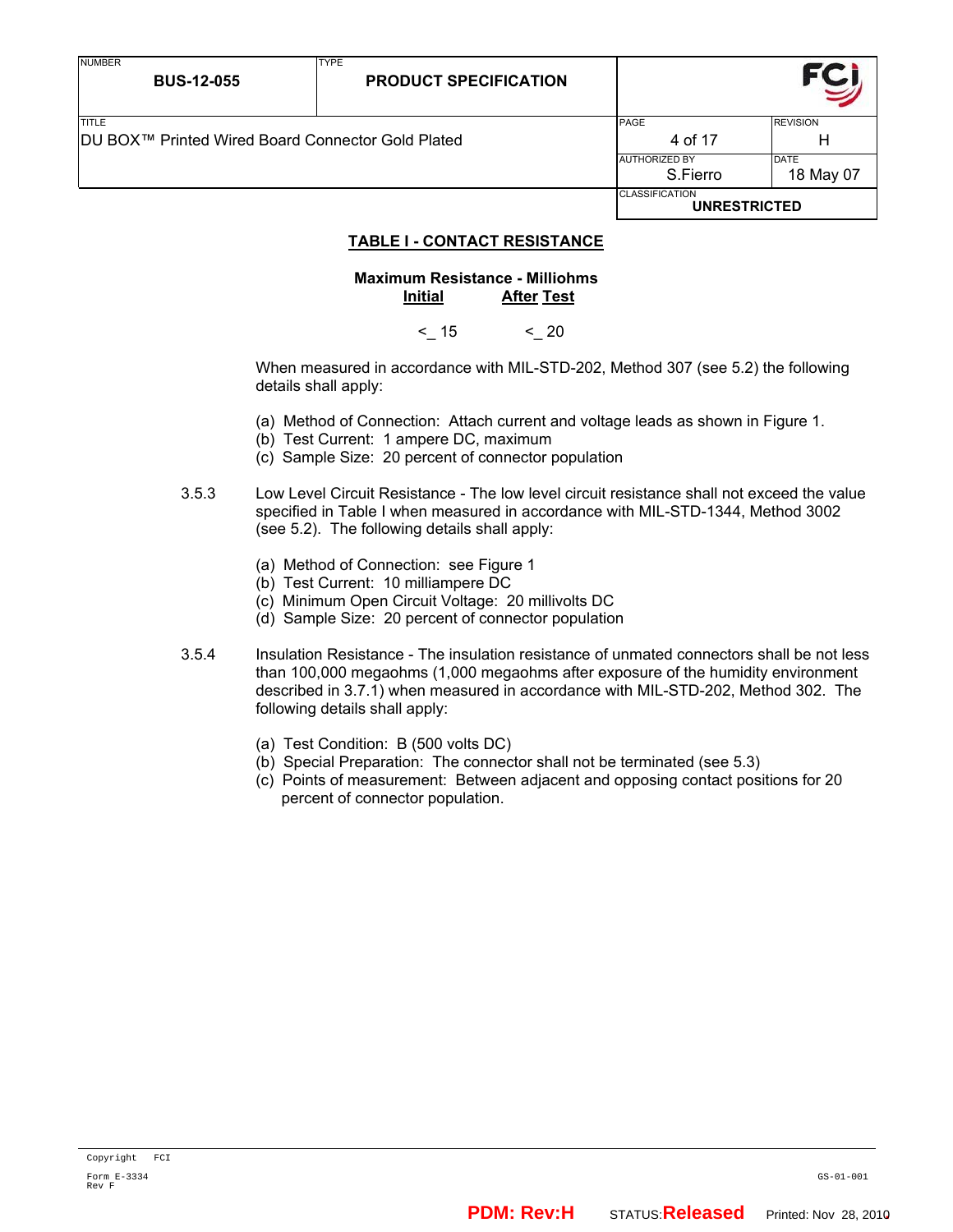## TABLE I - CONTACT RESISTANCE

| Maximum Resistance - Milliohms | |
|---|---|
| **Initial** | **After Test** |
| ≤ 15 | ≤ 20 |

When measured in accordance with MIL-STD-202, Method 307 (see 5.2) the following details shall apply:

(a) Method of Connection: Attach current and voltage leads as shown in Figure 1.
(b) Test Current: 1 ampere DC, maximum
(c) Sample Size: 20 percent of connector population

3.5.3 Low Level Circuit Resistance - The low level circuit resistance shall not exceed the value specified in Table I when measured in accordance with MIL-STD-1344, Method 3002 (see 5.2). The following details shall apply:

(a) Method of Connection: see Figure 1
(b) Test Current: 10 milliampere DC
(c) Minimum Open Circuit Voltage: 20 millivolts DC
(d) Sample Size: 20 percent of connector population

3.5.4 Insulation Resistance - The insulation resistance of unmated connectors shall be not less than 100,000 megaohms (1,000 megaohms after exposure of the humidity environment described in 3.7.1) when measured in accordance with MIL-STD-202, Method 302. The following details shall apply:

(a) Test Condition: B (500 volts DC)
(b) Special Preparation: The connector shall not be terminated (see 5.3)
(c) Points of measurement: Between adjacent and opposing contact positions for 20 percent of connector population.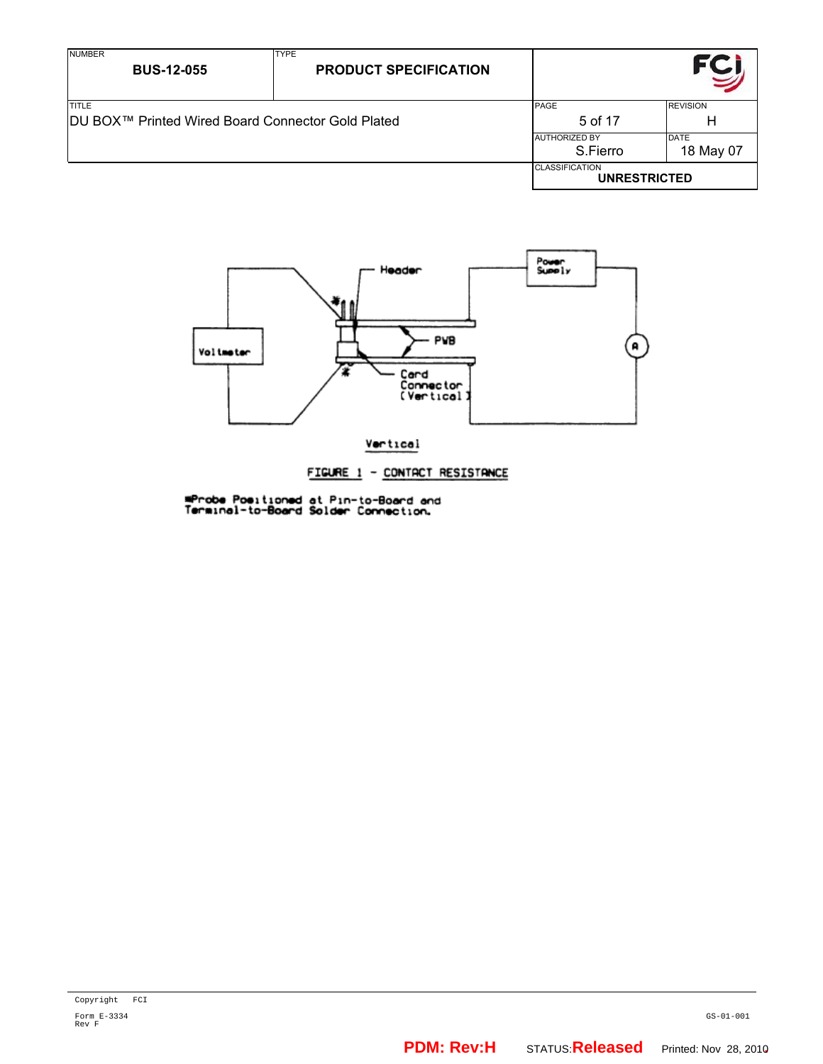Header

Power Supply

PWB

Voltmeter

Card Connector (Vertical)

Vertical

FIGURE 1 - CONTACT RESISTANCE

*Probe Positioned at Pin-to-Board and Terminal-to-Board Solder Connection.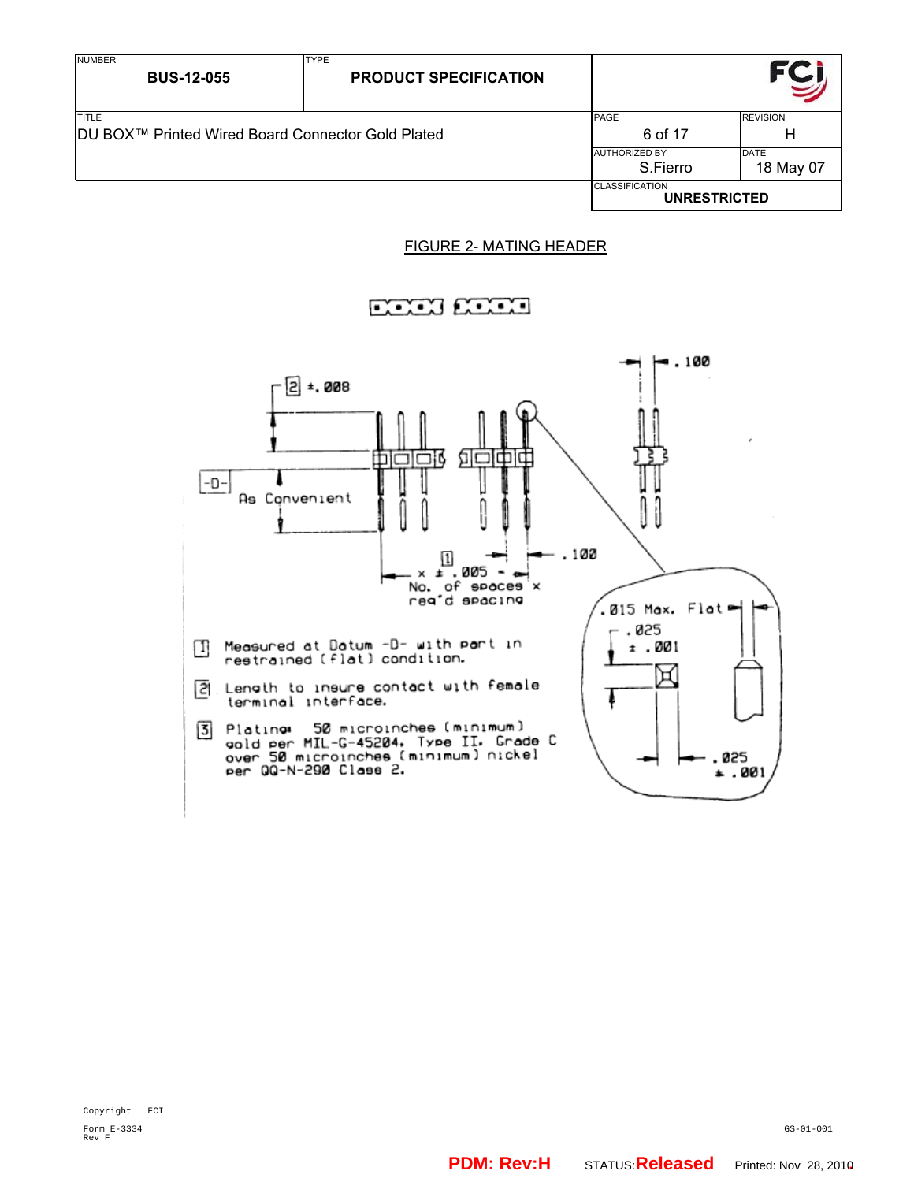FIGURE 2- MATING HEADER

[2] ±.008

-D-

As Convenient

.100

.100

[1] x ± .005
No. of spaces x
req'd spacing

.015 Max. Flat

.025 ± .001

.025 ± .001

[1] Measured at Datum -D- with part in restrained (flat) condition.

[2] Length to insure contact with female terminal interface.

[3] Plating: 50 microinches (minimum) gold per MIL-G-45204, Type II, Grade C over 50 microinches (minimum) nickel per QQ-N-290 Class 2.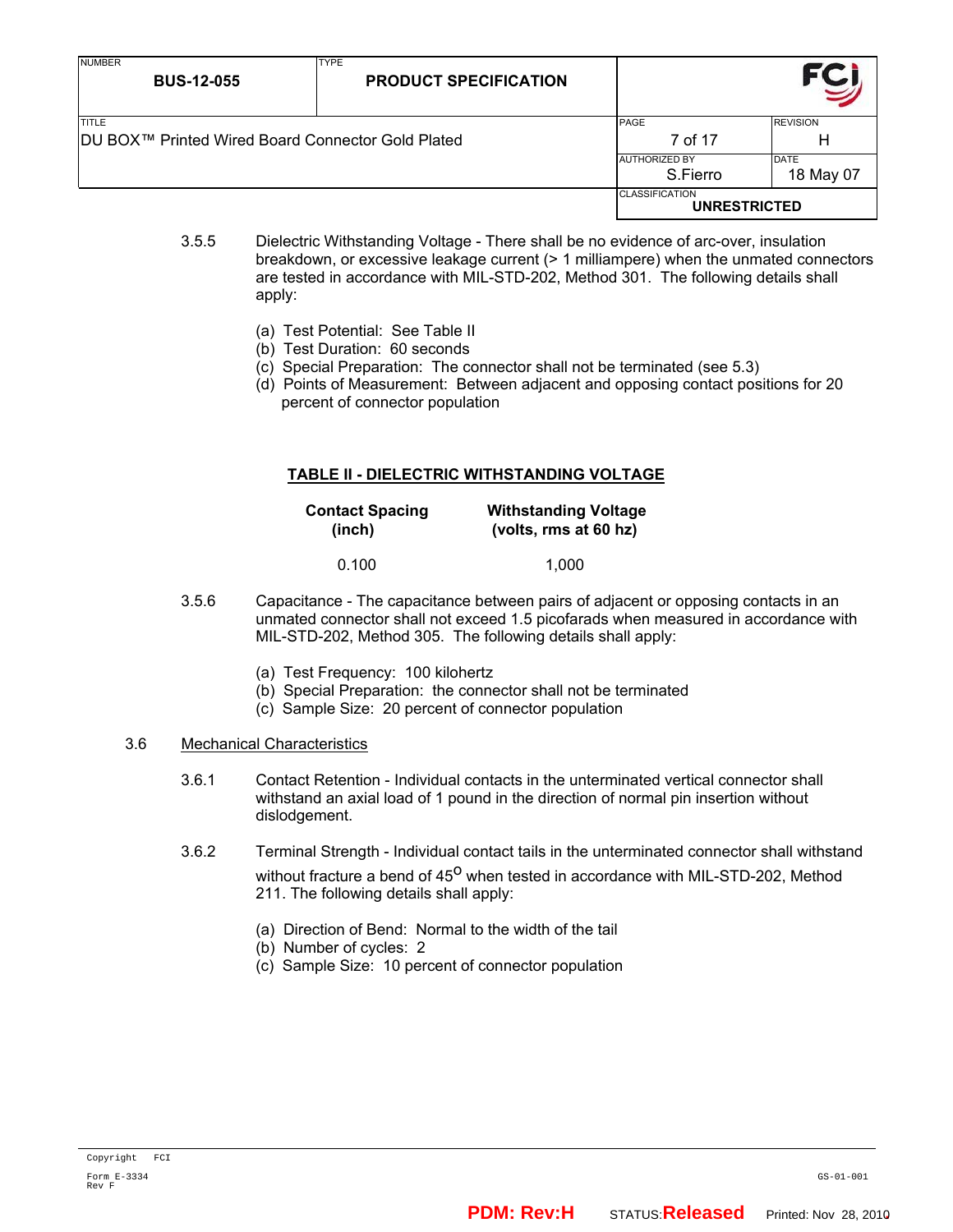3.5.5 Dielectric Withstanding Voltage - There shall be no evidence of arc-over, insulation breakdown, or excessive leakage current (> 1 milliampere) when the unmated connectors are tested in accordance with MIL-STD-202, Method 301. The following details shall apply:

(a) Test Potential: See Table II
(b) Test Duration: 60 seconds
(c) Special Preparation: The connector shall not be terminated (see 5.3)
(d) Points of Measurement: Between adjacent and opposing contact positions for 20 percent of connector population

**TABLE II - DIELECTRIC WITHSTANDING VOLTAGE**

| Contact Spacing (inch) | Withstanding Voltage (volts, rms at 60 hz) |
|---|---|
| 0.100 | 1,000 |

3.5.6 Capacitance - The capacitance between pairs of adjacent or opposing contacts in an unmated connector shall not exceed 1.5 picofarads when measured in accordance with MIL-STD-202, Method 305. The following details shall apply:

(a) Test Frequency: 100 kilohertz
(b) Special Preparation: the connector shall not be terminated
(c) Sample Size: 20 percent of connector population

## 3.6 Mechanical Characteristics

3.6.1 Contact Retention - Individual contacts in the unterminated vertical connector shall withstand an axial load of 1 pound in the direction of normal pin insertion without dislodgement.

3.6.2 Terminal Strength - Individual contact tails in the unterminated connector shall withstand without fracture a bend of $45^{\circ}$ when tested in accordance with MIL-STD-202, Method 211. The following details shall apply:

(a) Direction of Bend: Normal to the width of the tail
(b) Number of cycles: 2
(c) Sample Size: 10 percent of connector population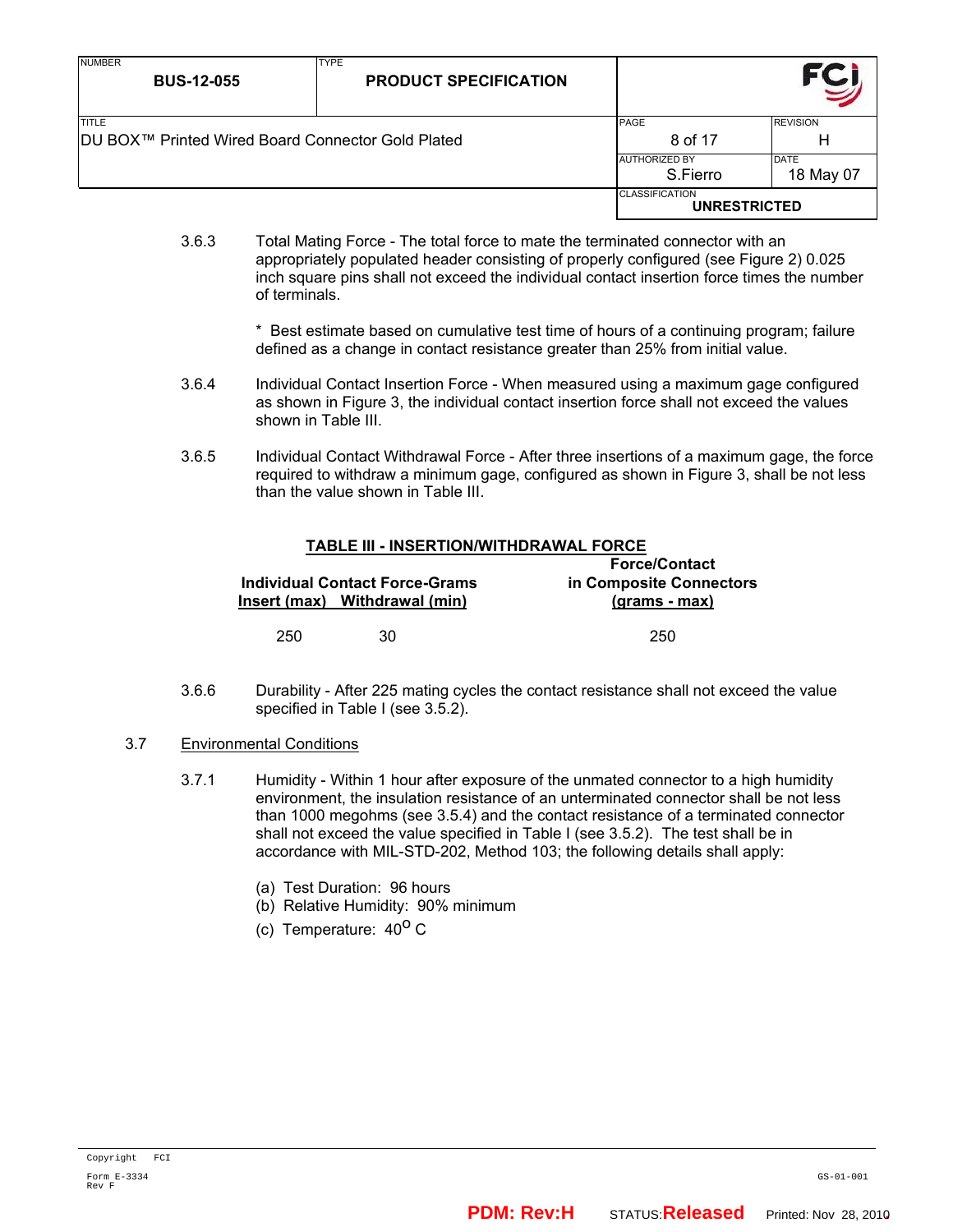3.6.3 Total Mating Force - The total force to mate the terminated connector with an appropriately populated header consisting of properly configured (see Figure 2) 0.025 inch square pins shall not exceed the individual contact insertion force times the number of terminals.

\* Best estimate based on cumulative test time of hours of a continuing program; failure defined as a change in contact resistance greater than 25% from initial value.

3.6.4 Individual Contact Insertion Force - When measured using a maximum gage configured as shown in Figure 3, the individual contact insertion force shall not exceed the values shown in Table III.

3.6.5 Individual Contact Withdrawal Force - After three insertions of a maximum gage, the force required to withdraw a minimum gage, configured as shown in Figure 3, shall be not less than the value shown in Table III.

**TABLE III - INSERTION/WITHDRAWAL FORCE**

| Individual Contact Force-Grams | | Force/Contact in Composite Connectors |
|---|---|---|
| Insert (max) | Withdrawal (min) | (grams - max) |
| 250 | 30 | 250 |

3.6.6 Durability - After 225 mating cycles the contact resistance shall not exceed the value specified in Table I (see 3.5.2).

3.7 Environmental Conditions

3.7.1 Humidity - Within 1 hour after exposure of the unmated connector to a high humidity environment, the insulation resistance of an unterminated connector shall be not less than 1000 megohms (see 3.5.4) and the contact resistance of a terminated connector shall not exceed the value specified in Table I (see 3.5.2). The test shall be in accordance with MIL-STD-202, Method 103; the following details shall apply:

(a) Test Duration: 96 hours
(b) Relative Humidity: 90% minimum
(c) Temperature: $40^{o}$ C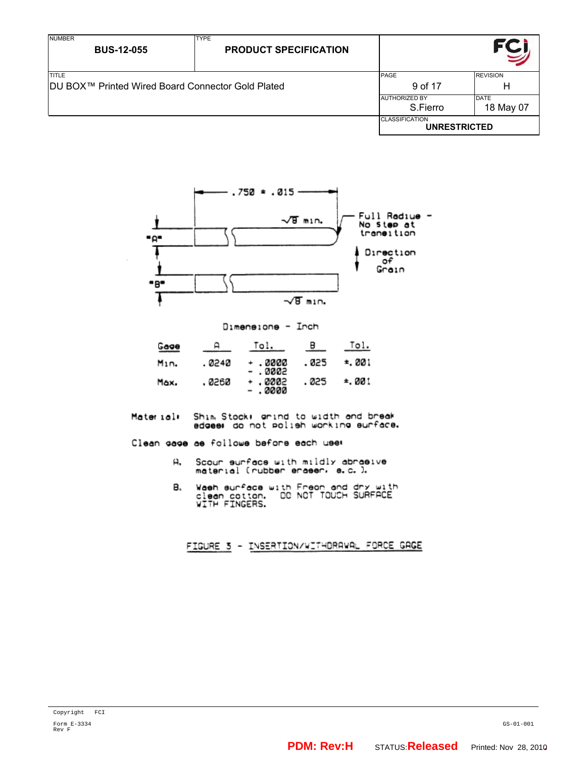.750 ± .015

√8 min.

Full Radius - No step at transition

"A"

Direction of Grain

"B"

√8 min.

Dimensions - Inch

| Gage | A | Tol. | B | Tol. |
|---|---|---|---|---|
| Min. | .0240 | + .0000<br>- .0002 | .025 | ±.001 |
| Max. | .0260 | + .0002<br>- .0000 | .025 | ±.001 |

Material: Shim Stock: grind to width and break edges: do not polish working surface.

Clean gage as follows before each use:

A. Scour surface with mildly abrasive material (rubber eraser, e.c.).

B. Wash surface with Freon and dry with clean cotton. DO NOT TOUCH SURFACE WITH FINGERS.

FIGURE 3 - INSERTION/WITHDRAWAL FORCE GAGE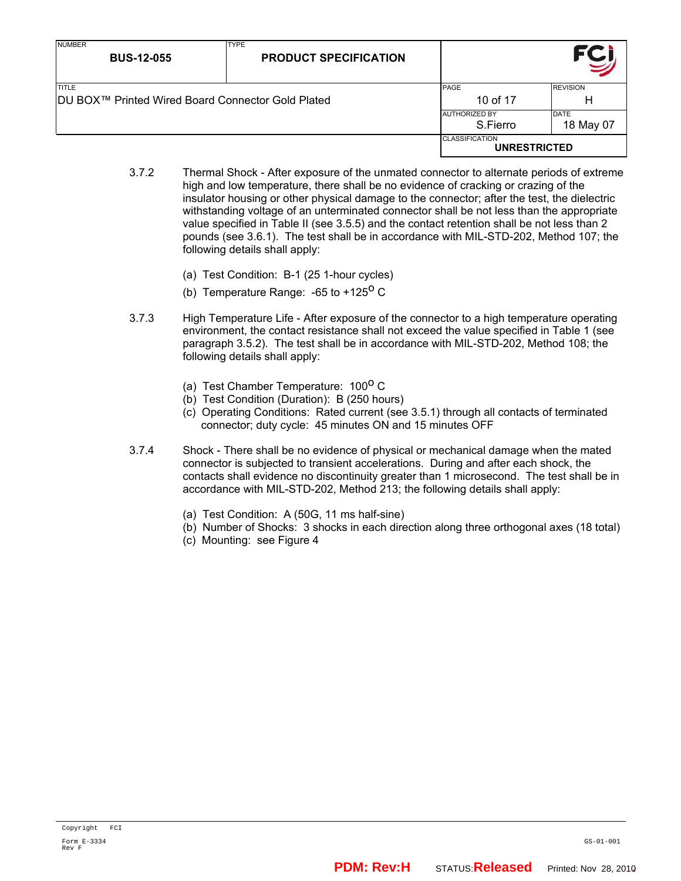3.7.2 Thermal Shock - After exposure of the unmated connector to alternate periods of extreme high and low temperature, there shall be no evidence of cracking or crazing of the insulator housing or other physical damage to the connector; after the test, the dielectric withstanding voltage of an unterminated connector shall be not less than the appropriate value specified in Table II (see 3.5.5) and the contact retention shall be not less than 2 pounds (see 3.6.1). The test shall be in accordance with MIL-STD-202, Method 107; the following details shall apply:

(a) Test Condition: B-1 (25 1-hour cycles)

(b) Temperature Range: -65 to +125$^{o}$ C

3.7.3 High Temperature Life - After exposure of the connector to a high temperature operating environment, the contact resistance shall not exceed the value specified in Table 1 (see paragraph 3.5.2). The test shall be in accordance with MIL-STD-202, Method 108; the following details shall apply:

(a) Test Chamber Temperature: 100$^{o}$ C
(b) Test Condition (Duration): B (250 hours)
(c) Operating Conditions: Rated current (see 3.5.1) through all contacts of terminated connector; duty cycle: 45 minutes ON and 15 minutes OFF

3.7.4 Shock - There shall be no evidence of physical or mechanical damage when the mated connector is subjected to transient accelerations. During and after each shock, the contacts shall evidence no discontinuity greater than 1 microsecond. The test shall be in accordance with MIL-STD-202, Method 213; the following details shall apply:

(a) Test Condition: A (50G, 11 ms half-sine)
(b) Number of Shocks: 3 shocks in each direction along three orthogonal axes (18 total)
(c) Mounting: see Figure 4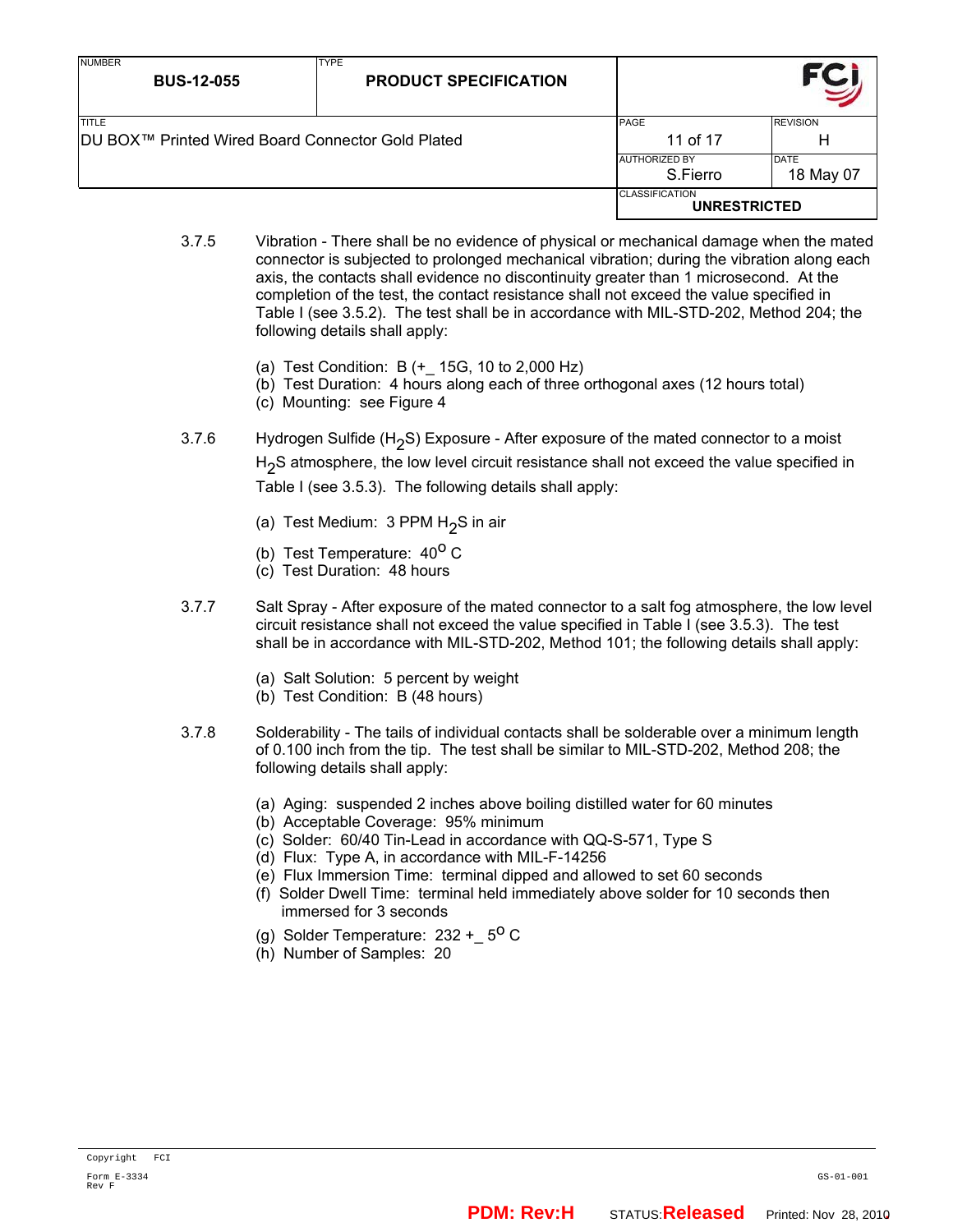3.7.5 Vibration - There shall be no evidence of physical or mechanical damage when the mated connector is subjected to prolonged mechanical vibration; during the vibration along each axis, the contacts shall evidence no discontinuity greater than 1 microsecond. At the completion of the test, the contact resistance shall not exceed the value specified in Table I (see 3.5.2). The test shall be in accordance with MIL-STD-202, Method 204; the following details shall apply:

(a) Test Condition: B (+_ 15G, 10 to 2,000 Hz)
(b) Test Duration: 4 hours along each of three orthogonal axes (12 hours total)
(c) Mounting: see Figure 4

3.7.6 Hydrogen Sulfide ($H_2S$) Exposure - After exposure of the mated connector to a moist $H_2S$ atmosphere, the low level circuit resistance shall not exceed the value specified in Table I (see 3.5.3). The following details shall apply:

(a) Test Medium: 3 PPM $H_2S$ in air
(b) Test Temperature: $40^{o}$ C
(c) Test Duration: 48 hours

3.7.7 Salt Spray - After exposure of the mated connector to a salt fog atmosphere, the low level circuit resistance shall not exceed the value specified in Table I (see 3.5.3). The test shall be in accordance with MIL-STD-202, Method 101; the following details shall apply:

(a) Salt Solution: 5 percent by weight
(b) Test Condition: B (48 hours)

3.7.8 Solderability - The tails of individual contacts shall be solderable over a minimum length of 0.100 inch from the tip. The test shall be similar to MIL-STD-202, Method 208; the following details shall apply:

(a) Aging: suspended 2 inches above boiling distilled water for 60 minutes
(b) Acceptable Coverage: 95% minimum
(c) Solder: 60/40 Tin-Lead in accordance with QQ-S-571, Type S
(d) Flux: Type A, in accordance with MIL-F-14256
(e) Flux Immersion Time: terminal dipped and allowed to set 60 seconds
(f) Solder Dwell Time: terminal held immediately above solder for 10 seconds then immersed for 3 seconds
(g) Solder Temperature: 232 +_ $5^{o}$ C
(h) Number of Samples: 20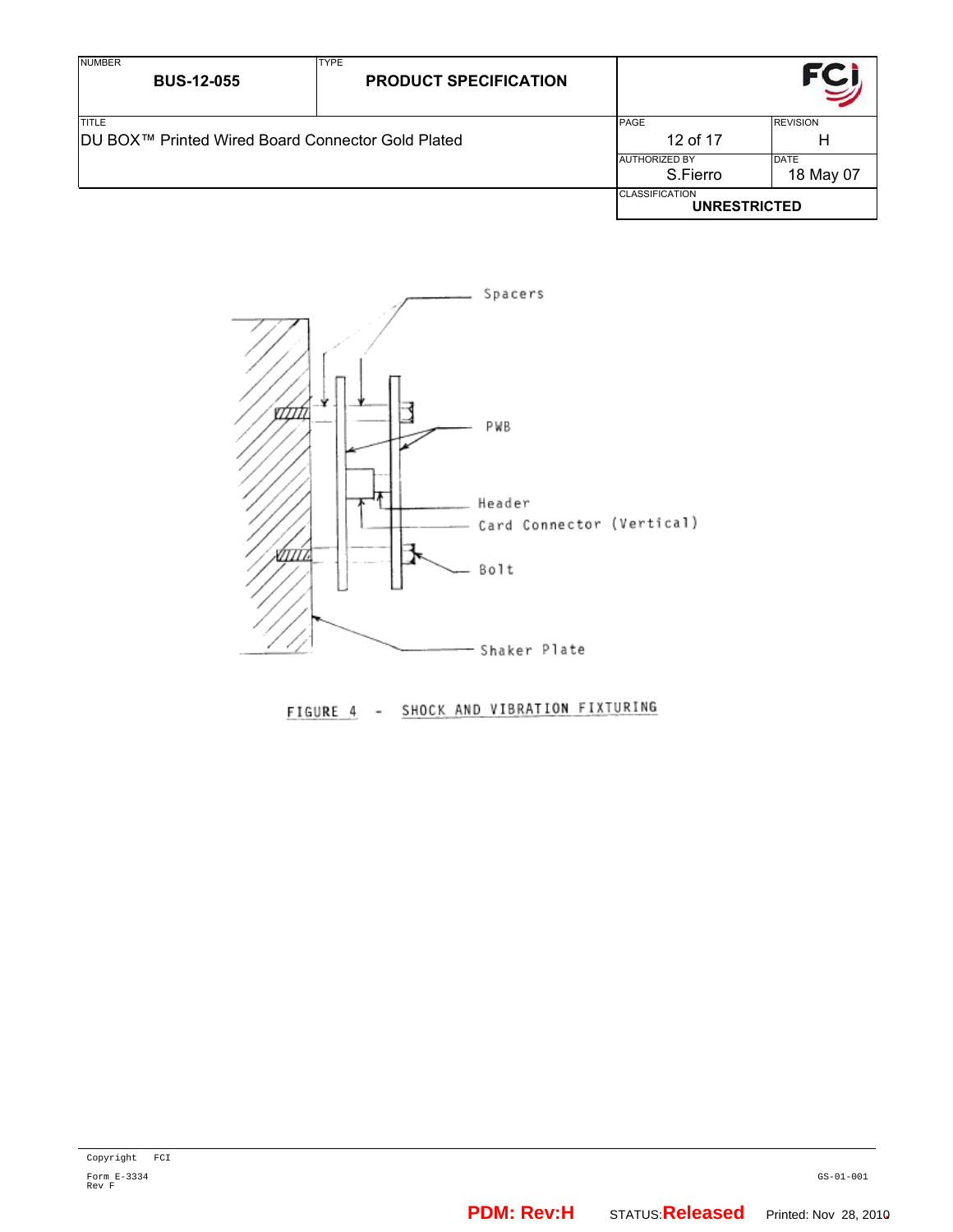Spacers

PWB

Header

Card Connector (Vertical)

Bolt

Shaker Plate

FIGURE 4 - SHOCK AND VIBRATION FIXTURING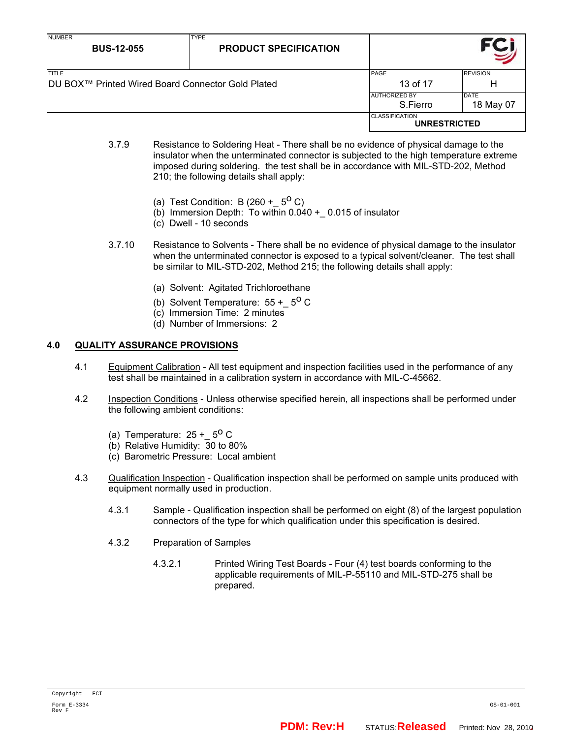3.7.9 Resistance to Soldering Heat - There shall be no evidence of physical damage to the insulator when the unterminated connector is subjected to the high temperature extreme imposed during soldering. the test shall be in accordance with MIL-STD-202, Method 210; the following details shall apply:

(a) Test Condition: B (260 +_ $5^{o}$ C)
(b) Immersion Depth: To within 0.040 +_ 0.015 of insulator
(c) Dwell - 10 seconds

3.7.10 Resistance to Solvents - There shall be no evidence of physical damage to the insulator when the unterminated connector is exposed to a typical solvent/cleaner. The test shall be similar to MIL-STD-202, Method 215; the following details shall apply:

(a) Solvent: Agitated Trichloroethane
(b) Solvent Temperature: 55 +_ $5^{o}$ C
(c) Immersion Time: 2 minutes
(d) Number of Immersions: 2

## 4.0 QUALITY ASSURANCE PROVISIONS

4.1 Equipment Calibration - All test equipment and inspection facilities used in the performance of any test shall be maintained in a calibration system in accordance with MIL-C-45662.

4.2 Inspection Conditions - Unless otherwise specified herein, all inspections shall be performed under the following ambient conditions:

(a) Temperature: 25 +_ $5^{o}$ C
(b) Relative Humidity: 30 to 80%
(c) Barometric Pressure: Local ambient

4.3 Qualification Inspection - Qualification inspection shall be performed on sample units produced with equipment normally used in production.

4.3.1 Sample - Qualification inspection shall be performed on eight (8) of the largest population connectors of the type for which qualification under this specification is desired.

4.3.2 Preparation of Samples

4.3.2.1 Printed Wiring Test Boards - Four (4) test boards conforming to the applicable requirements of MIL-P-55110 and MIL-STD-275 shall be prepared.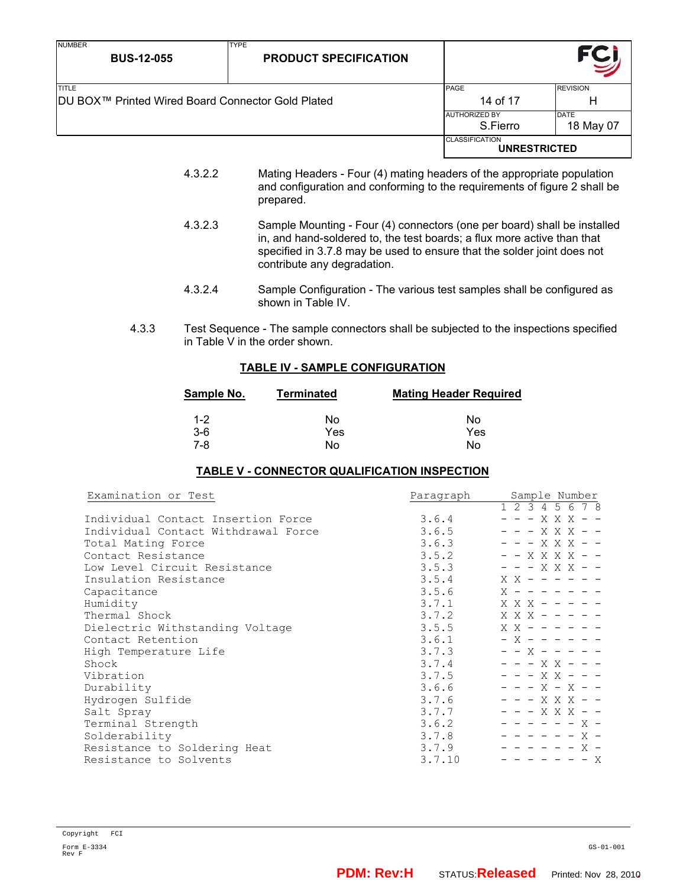4.3.2.2 Mating Headers - Four (4) mating headers of the appropriate population and configuration and conforming to the requirements of figure 2 shall be prepared.

4.3.2.3 Sample Mounting - Four (4) connectors (one per board) shall be installed in, and hand-soldered to, the test boards; a flux more active than that specified in 3.7.8 may be used to ensure that the solder joint does not contribute any degradation.

4.3.2.4 Sample Configuration - The various test samples shall be configured as shown in Table IV.

4.3.3 Test Sequence - The sample connectors shall be subjected to the inspections specified in Table V in the order shown.

**TABLE IV - SAMPLE CONFIGURATION**

| Sample No. | Terminated | Mating Header Required |
|---|---|---|
| 1-2 | No | No |
| 3-6 | Yes | Yes |
| 7-8 | No | No |

**TABLE V - CONNECTOR QUALIFICATION INSPECTION**

| Examination or Test | Paragraph | 1 | 2 | 3 | 4 | 5 | 6 | 7 | 8 |
|---|---|---|---|---|---|---|---|---|---|
| Individual Contact Insertion Force | 3.6.4 | - | - | - | X | X | X | - | - |
| Individual Contact Withdrawal Force | 3.6.5 | - | - | - | X | X | X | - | - |
| Total Mating Force | 3.6.3 | - | - | - | X | X | X | - | - |
| Contact Resistance | 3.5.2 | - | - | X | X | X | X | - | - |
| Low Level Circuit Resistance | 3.5.3 | - | - | - | X | X | X | - | - |
| Insulation Resistance | 3.5.4 | X | X | - | - | - | - | - | - |
| Capacitance | 3.5.6 | X | - | - | - | - | - | - | - |
| Humidity | 3.7.1 | X | X | X | - | - | - | - | - |
| Thermal Shock | 3.7.2 | X | X | X | - | - | - | - | - |
| Dielectric Withstanding Voltage | 3.5.5 | X | X | - | - | - | - | - | - |
| Contact Retention | 3.6.1 | - | X | - | - | - | - | - | - |
| High Temperature Life | 3.7.3 | - | - | X | - | - | - | - | - |
| Shock | 3.7.4 | - | - | - | X | X | - | - | - |
| Vibration | 3.7.5 | - | - | - | X | X | - | - | - |
| Durability | 3.6.6 | - | - | - | X | - | X | - | - |
| Hydrogen Sulfide | 3.7.6 | - | - | - | X | X | X | - | - |
| Salt Spray | 3.7.7 | - | - | - | X | X | X | - | - |
| Terminal Strength | 3.6.2 | - | - | - | - | - | - | X | - |
| Solderability | 3.7.8 | - | - | - | - | - | - | X | - |
| Resistance to Soldering Heat | 3.7.9 | - | - | - | - | - | - | X | - |
| Resistance to Solvents | 3.7.10 | - | - | - | - | - | - | - | X |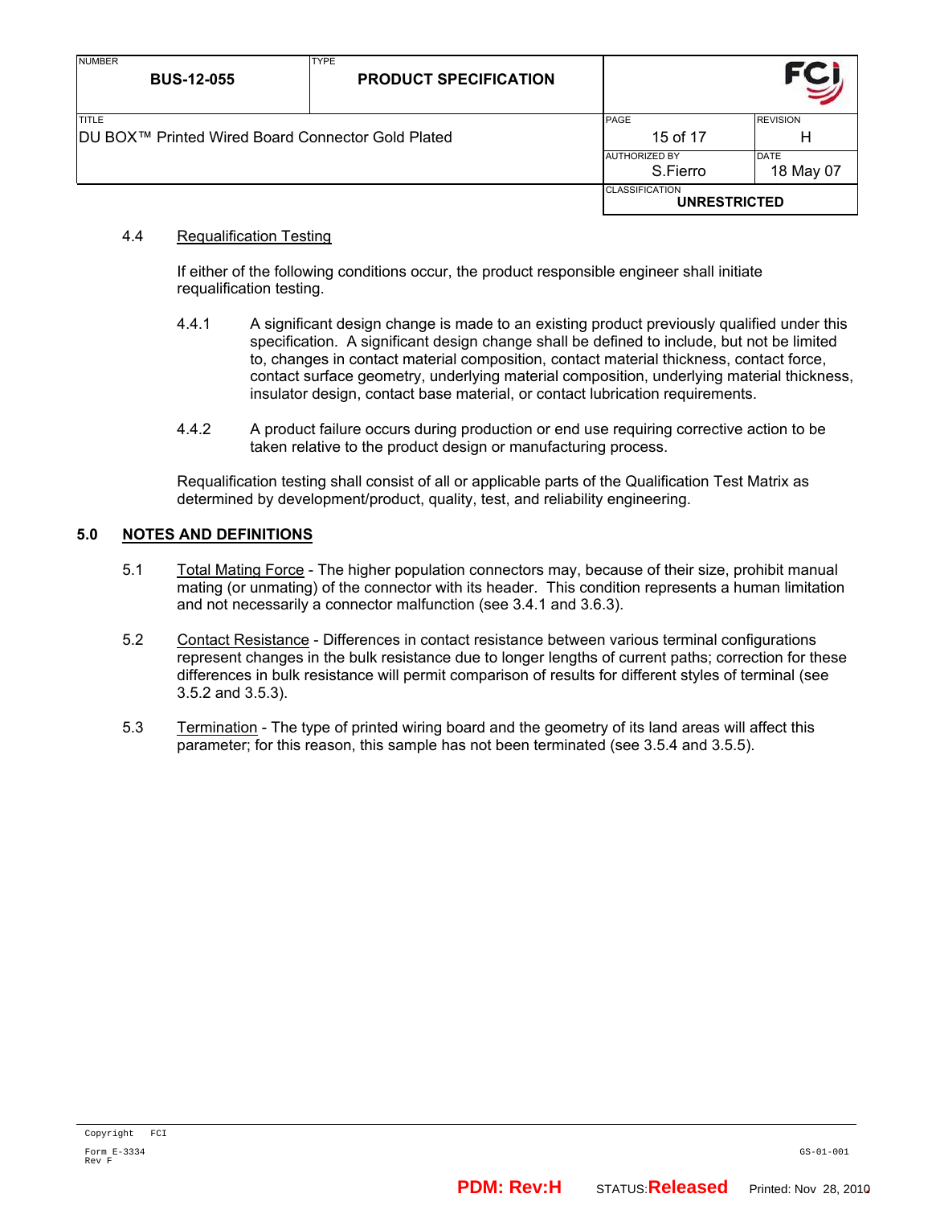### 4.4 Requalification Testing

If either of the following conditions occur, the product responsible engineer shall initiate requalification testing.

4.4.1 A significant design change is made to an existing product previously qualified under this specification. A significant design change shall be defined to include, but not be limited to, changes in contact material composition, contact material thickness, contact force, contact surface geometry, underlying material composition, underlying material thickness, insulator design, contact base material, or contact lubrication requirements.

4.4.2 A product failure occurs during production or end use requiring corrective action to be taken relative to the product design or manufacturing process.

Requalification testing shall consist of all or applicable parts of the Qualification Test Matrix as determined by development/product, quality, test, and reliability engineering.

## 5.0 NOTES AND DEFINITIONS

5.1 Total Mating Force - The higher population connectors may, because of their size, prohibit manual mating (or unmating) of the connector with its header. This condition represents a human limitation and not necessarily a connector malfunction (see 3.4.1 and 3.6.3).

5.2 Contact Resistance - Differences in contact resistance between various terminal configurations represent changes in the bulk resistance due to longer lengths of current paths; correction for these differences in bulk resistance will permit comparison of results for different styles of terminal (see 3.5.2 and 3.5.3).

5.3 Termination - The type of printed wiring board and the geometry of its land areas will affect this parameter; for this reason, this sample has not been terminated (see 3.5.4 and 3.5.5).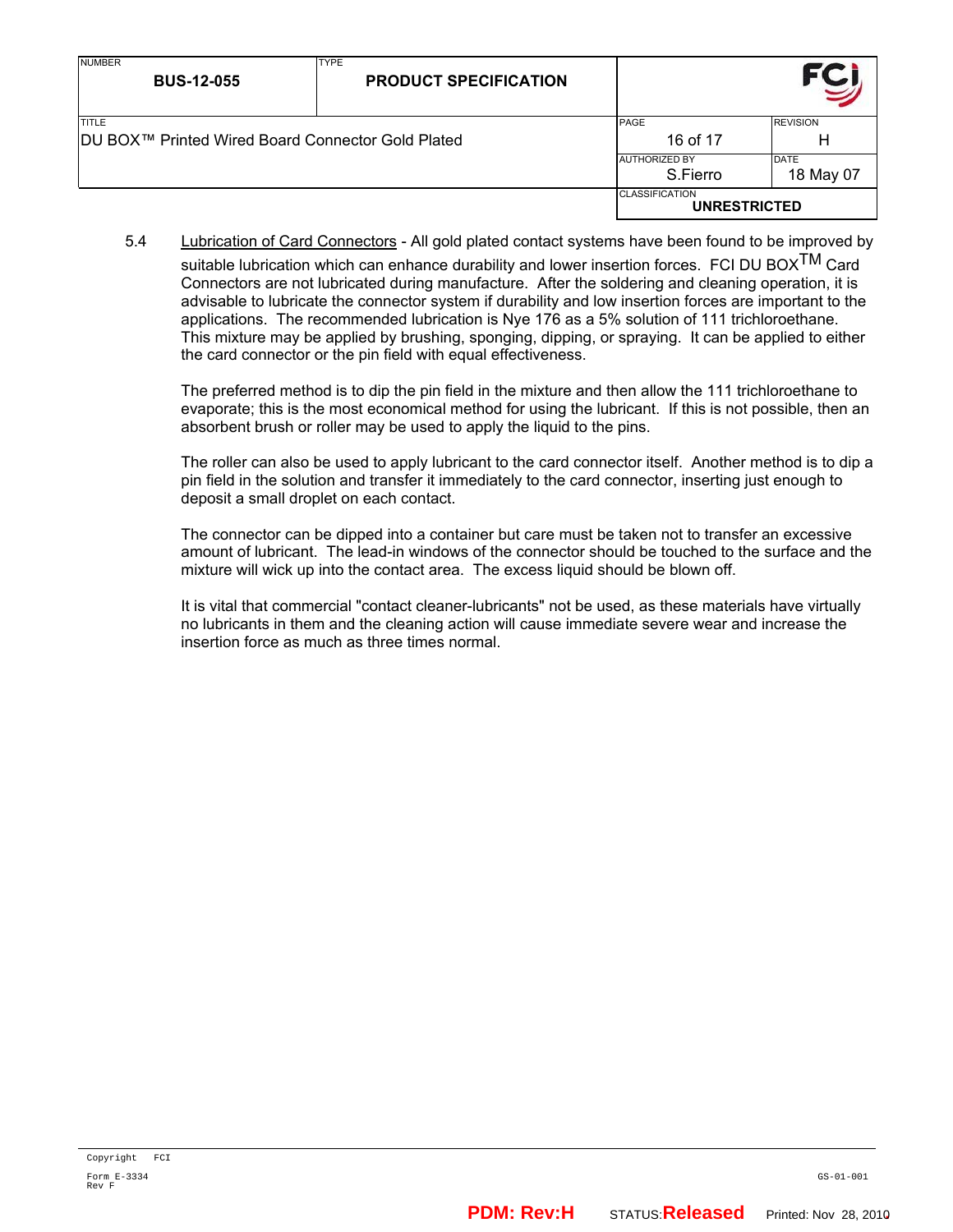5.4 Lubrication of Card Connectors - All gold plated contact systems have been found to be improved by suitable lubrication which can enhance durability and lower insertion forces. FCI DU BOX™ Card Connectors are not lubricated during manufacture. After the soldering and cleaning operation, it is advisable to lubricate the connector system if durability and low insertion forces are important to the applications. The recommended lubrication is Nye 176 as a 5% solution of 111 trichloroethane. This mixture may be applied by brushing, sponging, dipping, or spraying. It can be applied to either the card connector or the pin field with equal effectiveness.

The preferred method is to dip the pin field in the mixture and then allow the 111 trichloroethane to evaporate; this is the most economical method for using the lubricant. If this is not possible, then an absorbent brush or roller may be used to apply the liquid to the pins.

The roller can also be used to apply lubricant to the card connector itself. Another method is to dip a pin field in the solution and transfer it immediately to the card connector, inserting just enough to deposit a small droplet on each contact.

The connector can be dipped into a container but care must be taken not to transfer an excessive amount of lubricant. The lead-in windows of the connector should be touched to the surface and the mixture will wick up into the contact area. The excess liquid should be blown off.

It is vital that commercial "contact cleaner-lubricants" not be used, as these materials have virtually no lubricants in them and the cleaning action will cause immediate severe wear and increase the insertion force as much as three times normal.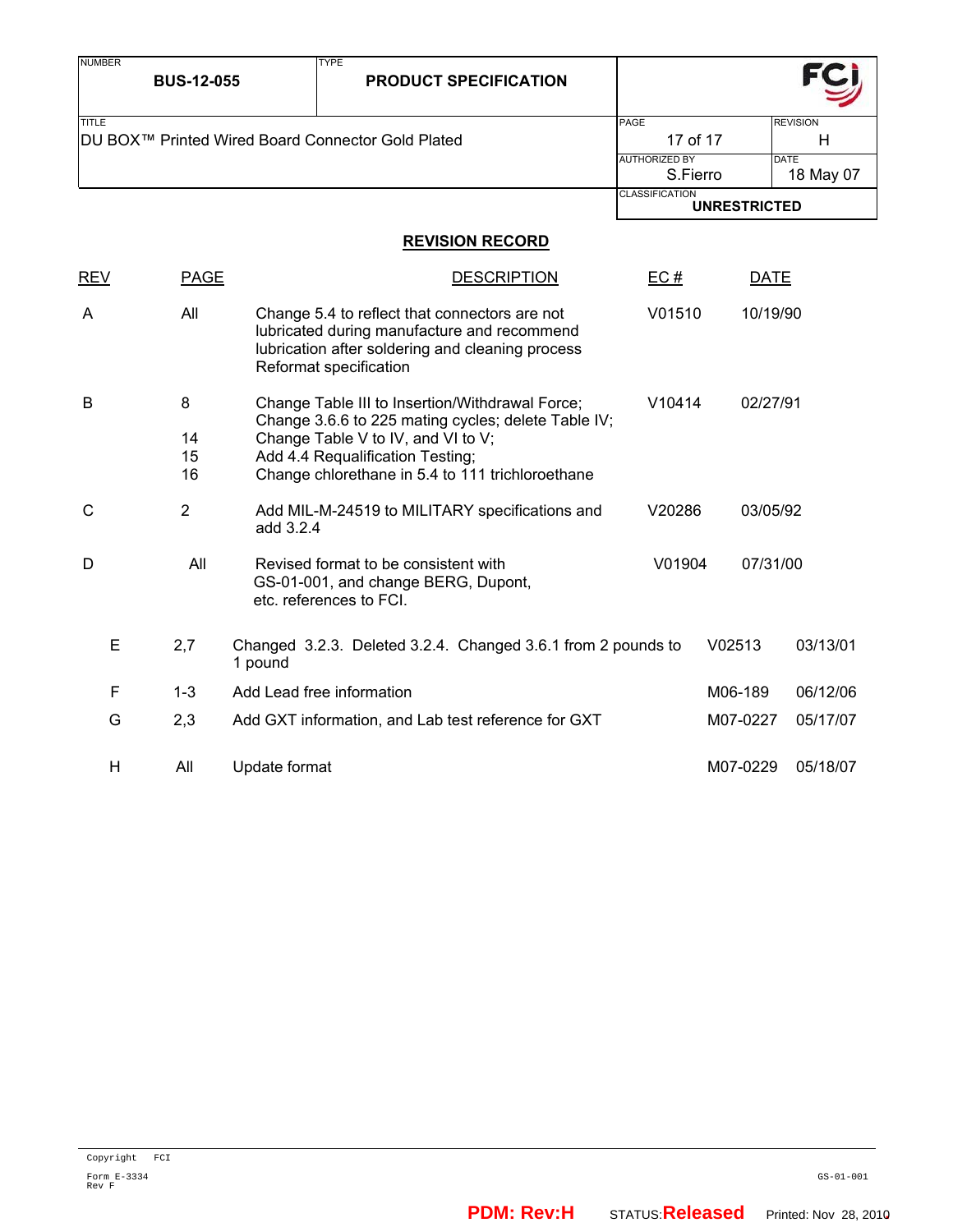## REVISION RECORD

| REV | PAGE | DESCRIPTION | EC # | DATE |
|---|---|---|---|---|
| A | All | Change 5.4 to reflect that connectors are not lubricated during manufacture and recommend lubrication after soldering and cleaning process Reformat specification | V01510 | 10/19/90 |
| B | 8<br>14<br>15<br>16 | Change Table III to Insertion/Withdrawal Force; Change 3.6.6 to 225 mating cycles; delete Table IV; Change Table V to IV, and VI to V; Add 4.4 Requalification Testing; Change chlorethane in 5.4 to 111 trichloroethane | V10414 | 02/27/91 |
| C | 2 | Add MIL-M-24519 to MILITARY specifications and add 3.2.4 | V20286 | 03/05/92 |
| D | All | Revised format to be consistent with GS-01-001, and change BERG, Dupont, etc. references to FCI. | V01904 | 07/31/00 |
| E | 2,7 | Changed 3.2.3. Deleted 3.2.4. Changed 3.6.1 from 2 pounds to 1 pound | V02513 | 03/13/01 |
| F | 1-3 | Add Lead free information | M06-189 | 06/12/06 |
| G | 2,3 | Add GXT information, and Lab test reference for GXT | M07-0227 | 05/17/07 |
| H | All | Update format | M07-0229 | 05/18/07 |